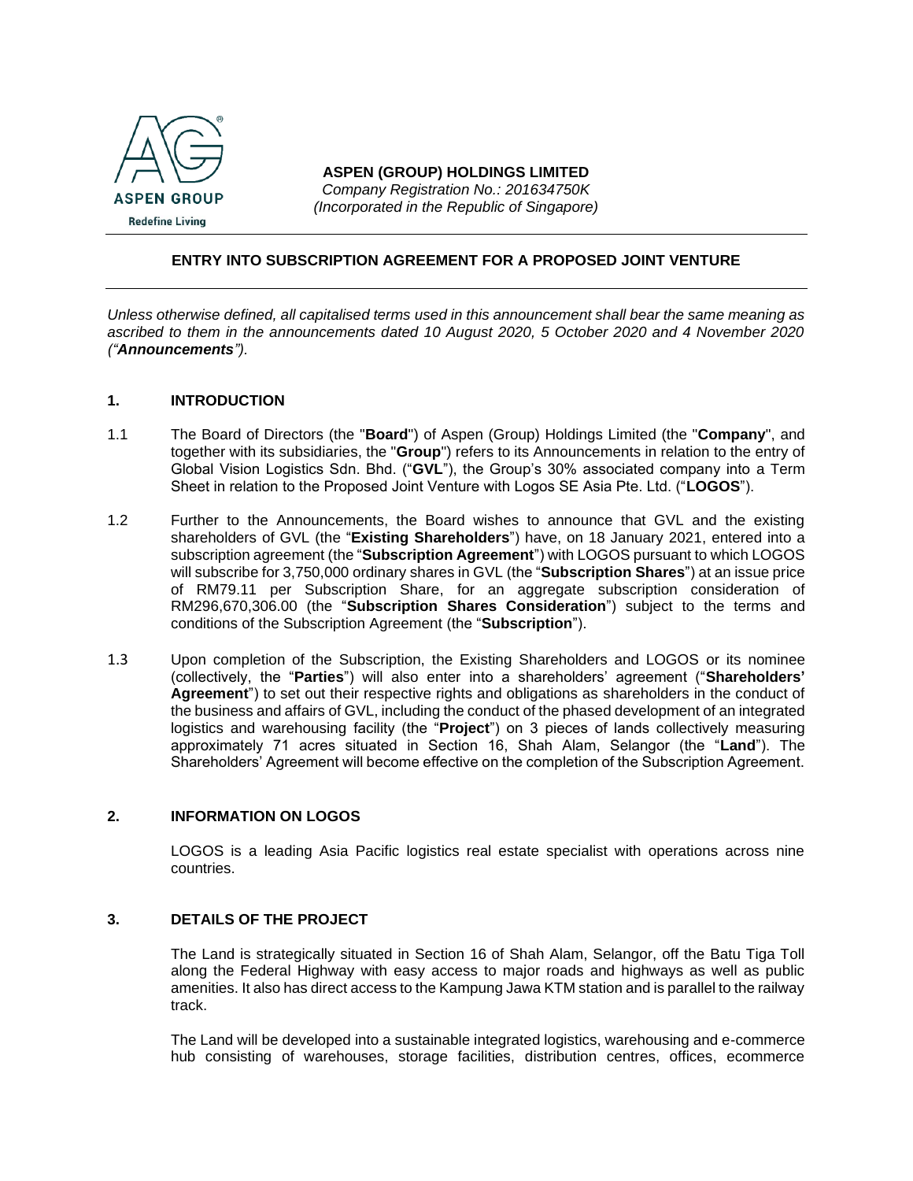**ASPEN (GROUP) HOLDINGS LIMITED**
*Company Registration No.: 201634750K*
*(Incorporated in the Republic of Singapore)*

## ENTRY INTO SUBSCRIPTION AGREEMENT FOR A PROPOSED JOINT VENTURE

*Unless otherwise defined, all capitalised terms used in this announcement shall bear the same meaning as ascribed to them in the announcements dated 10 August 2020, 5 October 2020 and 4 November 2020 ("**Announcements**").*

### 1. INTRODUCTION

1.1 The Board of Directors (the "**Board**") of Aspen (Group) Holdings Limited (the "**Company**", and together with its subsidiaries, the "**Group**") refers to its Announcements in relation to the entry of Global Vision Logistics Sdn. Bhd. ("**GVL**"), the Group's 30% associated company into a Term Sheet in relation to the Proposed Joint Venture with Logos SE Asia Pte. Ltd. ("**LOGOS**").

1.2 Further to the Announcements, the Board wishes to announce that GVL and the existing shareholders of GVL (the "**Existing Shareholders**") have, on 18 January 2021, entered into a subscription agreement (the "**Subscription Agreement**") with LOGOS pursuant to which LOGOS will subscribe for 3,750,000 ordinary shares in GVL (the "**Subscription Shares**") at an issue price of RM79.11 per Subscription Share, for an aggregate subscription consideration of RM296,670,306.00 (the "**Subscription Shares Consideration**") subject to the terms and conditions of the Subscription Agreement (the "**Subscription**").

1.3 Upon completion of the Subscription, the Existing Shareholders and LOGOS or its nominee (collectively, the "**Parties**") will also enter into a shareholders' agreement ("**Shareholders' Agreement**") to set out their respective rights and obligations as shareholders in the conduct of the business and affairs of GVL, including the conduct of the phased development of an integrated logistics and warehousing facility (the "**Project**") on 3 pieces of lands collectively measuring approximately 71 acres situated in Section 16, Shah Alam, Selangor (the "**Land**"). The Shareholders' Agreement will become effective on the completion of the Subscription Agreement.

### 2. INFORMATION ON LOGOS

LOGOS is a leading Asia Pacific logistics real estate specialist with operations across nine countries.

### 3. DETAILS OF THE PROJECT

The Land is strategically situated in Section 16 of Shah Alam, Selangor, off the Batu Tiga Toll along the Federal Highway with easy access to major roads and highways as well as public amenities. It also has direct access to the Kampung Jawa KTM station and is parallel to the railway track.

The Land will be developed into a sustainable integrated logistics, warehousing and e-commerce hub consisting of warehouses, storage facilities, distribution centres, offices, ecommerce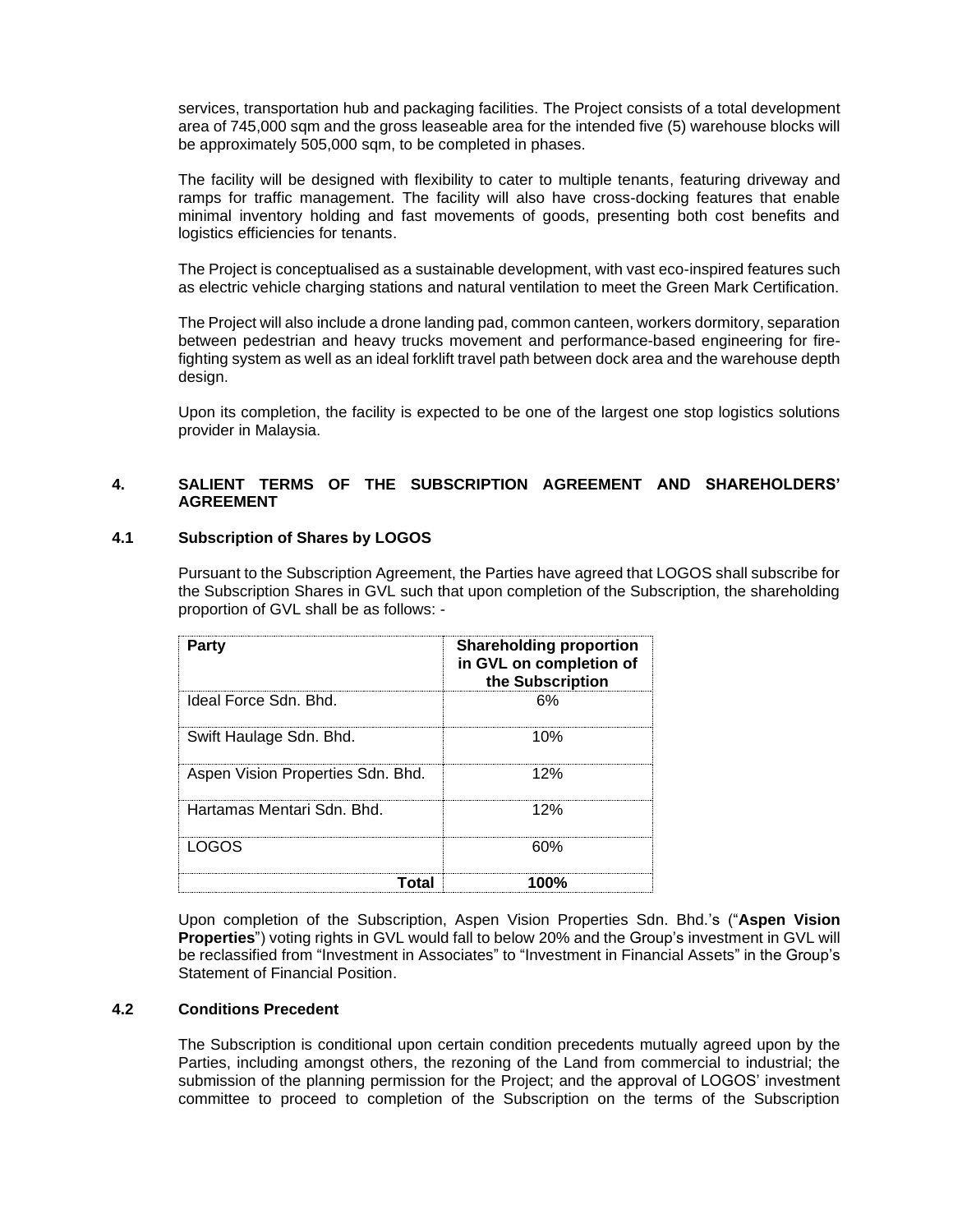services, transportation hub and packaging facilities. The Project consists of a total development area of 745,000 sqm and the gross leaseable area for the intended five (5) warehouse blocks will be approximately 505,000 sqm, to be completed in phases.

The facility will be designed with flexibility to cater to multiple tenants, featuring driveway and ramps for traffic management. The facility will also have cross-docking features that enable minimal inventory holding and fast movements of goods, presenting both cost benefits and logistics efficiencies for tenants.

The Project is conceptualised as a sustainable development, with vast eco-inspired features such as electric vehicle charging stations and natural ventilation to meet the Green Mark Certification.

The Project will also include a drone landing pad, common canteen, workers dormitory, separation between pedestrian and heavy trucks movement and performance-based engineering for fire-fighting system as well as an ideal forklift travel path between dock area and the warehouse depth design.

Upon its completion, the facility is expected to be one of the largest one stop logistics solutions provider in Malaysia.

## 4. SALIENT TERMS OF THE SUBSCRIPTION AGREEMENT AND SHAREHOLDERS' AGREEMENT

### 4.1 Subscription of Shares by LOGOS

Pursuant to the Subscription Agreement, the Parties have agreed that LOGOS shall subscribe for the Subscription Shares in GVL such that upon completion of the Subscription, the shareholding proportion of GVL shall be as follows: -

| Party | Shareholding proportion in GVL on completion of the Subscription |
|---|---|
| Ideal Force Sdn. Bhd. | 6% |
| Swift Haulage Sdn. Bhd. | 10% |
| Aspen Vision Properties Sdn. Bhd. | 12% |
| Hartamas Mentari Sdn. Bhd. | 12% |
| LOGOS | 60% |
| **Total** | **100%** |

Upon completion of the Subscription, Aspen Vision Properties Sdn. Bhd.'s ("**Aspen Vision Properties**") voting rights in GVL would fall to below 20% and the Group's investment in GVL will be reclassified from "Investment in Associates" to "Investment in Financial Assets" in the Group's Statement of Financial Position.

### 4.2 Conditions Precedent

The Subscription is conditional upon certain condition precedents mutually agreed upon by the Parties, including amongst others, the rezoning of the Land from commercial to industrial; the submission of the planning permission for the Project; and the approval of LOGOS' investment committee to proceed to completion of the Subscription on the terms of the Subscription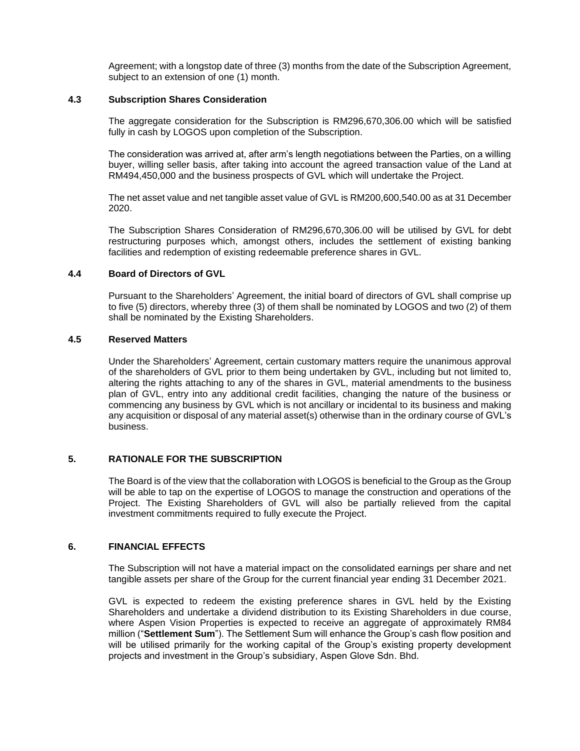Agreement; with a longstop date of three (3) months from the date of the Subscription Agreement, subject to an extension of one (1) month.

### 4.3 Subscription Shares Consideration

The aggregate consideration for the Subscription is RM296,670,306.00 which will be satisfied fully in cash by LOGOS upon completion of the Subscription.

The consideration was arrived at, after arm's length negotiations between the Parties, on a willing buyer, willing seller basis, after taking into account the agreed transaction value of the Land at RM494,450,000 and the business prospects of GVL which will undertake the Project.

The net asset value and net tangible asset value of GVL is RM200,600,540.00 as at 31 December 2020.

The Subscription Shares Consideration of RM296,670,306.00 will be utilised by GVL for debt restructuring purposes which, amongst others, includes the settlement of existing banking facilities and redemption of existing redeemable preference shares in GVL.

### 4.4 Board of Directors of GVL

Pursuant to the Shareholders' Agreement, the initial board of directors of GVL shall comprise up to five (5) directors, whereby three (3) of them shall be nominated by LOGOS and two (2) of them shall be nominated by the Existing Shareholders.

### 4.5 Reserved Matters

Under the Shareholders' Agreement, certain customary matters require the unanimous approval of the shareholders of GVL prior to them being undertaken by GVL, including but not limited to, altering the rights attaching to any of the shares in GVL, material amendments to the business plan of GVL, entry into any additional credit facilities, changing the nature of the business or commencing any business by GVL which is not ancillary or incidental to its business and making any acquisition or disposal of any material asset(s) otherwise than in the ordinary course of GVL's business.

## 5. RATIONALE FOR THE SUBSCRIPTION

The Board is of the view that the collaboration with LOGOS is beneficial to the Group as the Group will be able to tap on the expertise of LOGOS to manage the construction and operations of the Project. The Existing Shareholders of GVL will also be partially relieved from the capital investment commitments required to fully execute the Project.

## 6. FINANCIAL EFFECTS

The Subscription will not have a material impact on the consolidated earnings per share and net tangible assets per share of the Group for the current financial year ending 31 December 2021.

GVL is expected to redeem the existing preference shares in GVL held by the Existing Shareholders and undertake a dividend distribution to its Existing Shareholders in due course, where Aspen Vision Properties is expected to receive an aggregate of approximately RM84 million ("**Settlement Sum**"). The Settlement Sum will enhance the Group's cash flow position and will be utilised primarily for the working capital of the Group's existing property development projects and investment in the Group's subsidiary, Aspen Glove Sdn. Bhd.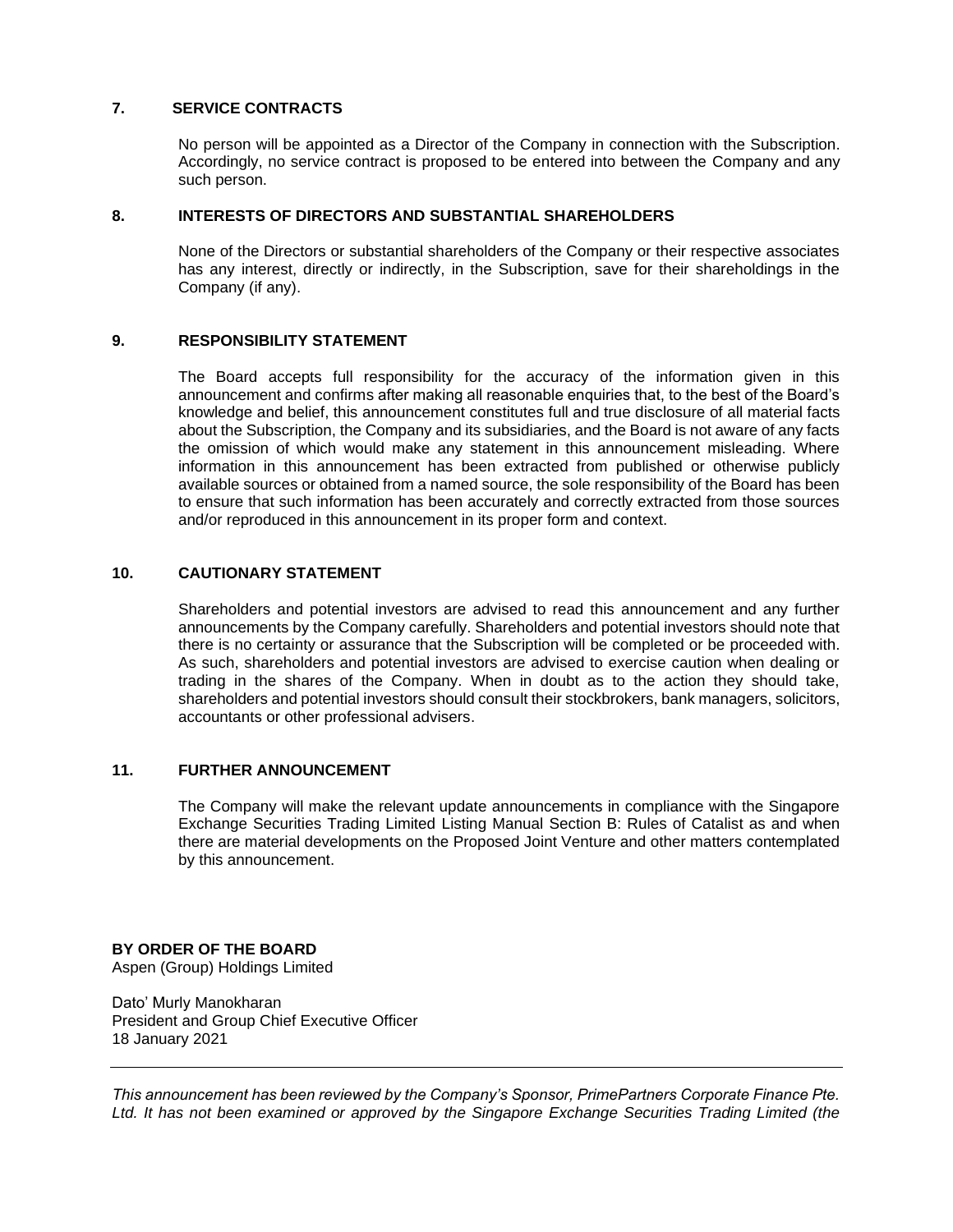## 7. SERVICE CONTRACTS

No person will be appointed as a Director of the Company in connection with the Subscription. Accordingly, no service contract is proposed to be entered into between the Company and any such person.

## 8. INTERESTS OF DIRECTORS AND SUBSTANTIAL SHAREHOLDERS

None of the Directors or substantial shareholders of the Company or their respective associates has any interest, directly or indirectly, in the Subscription, save for their shareholdings in the Company (if any).

## 9. RESPONSIBILITY STATEMENT

The Board accepts full responsibility for the accuracy of the information given in this announcement and confirms after making all reasonable enquiries that, to the best of the Board's knowledge and belief, this announcement constitutes full and true disclosure of all material facts about the Subscription, the Company and its subsidiaries, and the Board is not aware of any facts the omission of which would make any statement in this announcement misleading. Where information in this announcement has been extracted from published or otherwise publicly available sources or obtained from a named source, the sole responsibility of the Board has been to ensure that such information has been accurately and correctly extracted from those sources and/or reproduced in this announcement in its proper form and context.

## 10. CAUTIONARY STATEMENT

Shareholders and potential investors are advised to read this announcement and any further announcements by the Company carefully. Shareholders and potential investors should note that there is no certainty or assurance that the Subscription will be completed or be proceeded with. As such, shareholders and potential investors are advised to exercise caution when dealing or trading in the shares of the Company. When in doubt as to the action they should take, shareholders and potential investors should consult their stockbrokers, bank managers, solicitors, accountants or other professional advisers.

## 11. FURTHER ANNOUNCEMENT

The Company will make the relevant update announcements in compliance with the Singapore Exchange Securities Trading Limited Listing Manual Section B: Rules of Catalist as and when there are material developments on the Proposed Joint Venture and other matters contemplated by this announcement.

**BY ORDER OF THE BOARD**
Aspen (Group) Holdings Limited

Dato' Murly Manokharan
President and Group Chief Executive Officer
18 January 2021

---

*This announcement has been reviewed by the Company's Sponsor, PrimePartners Corporate Finance Pte. Ltd. It has not been examined or approved by the Singapore Exchange Securities Trading Limited (the*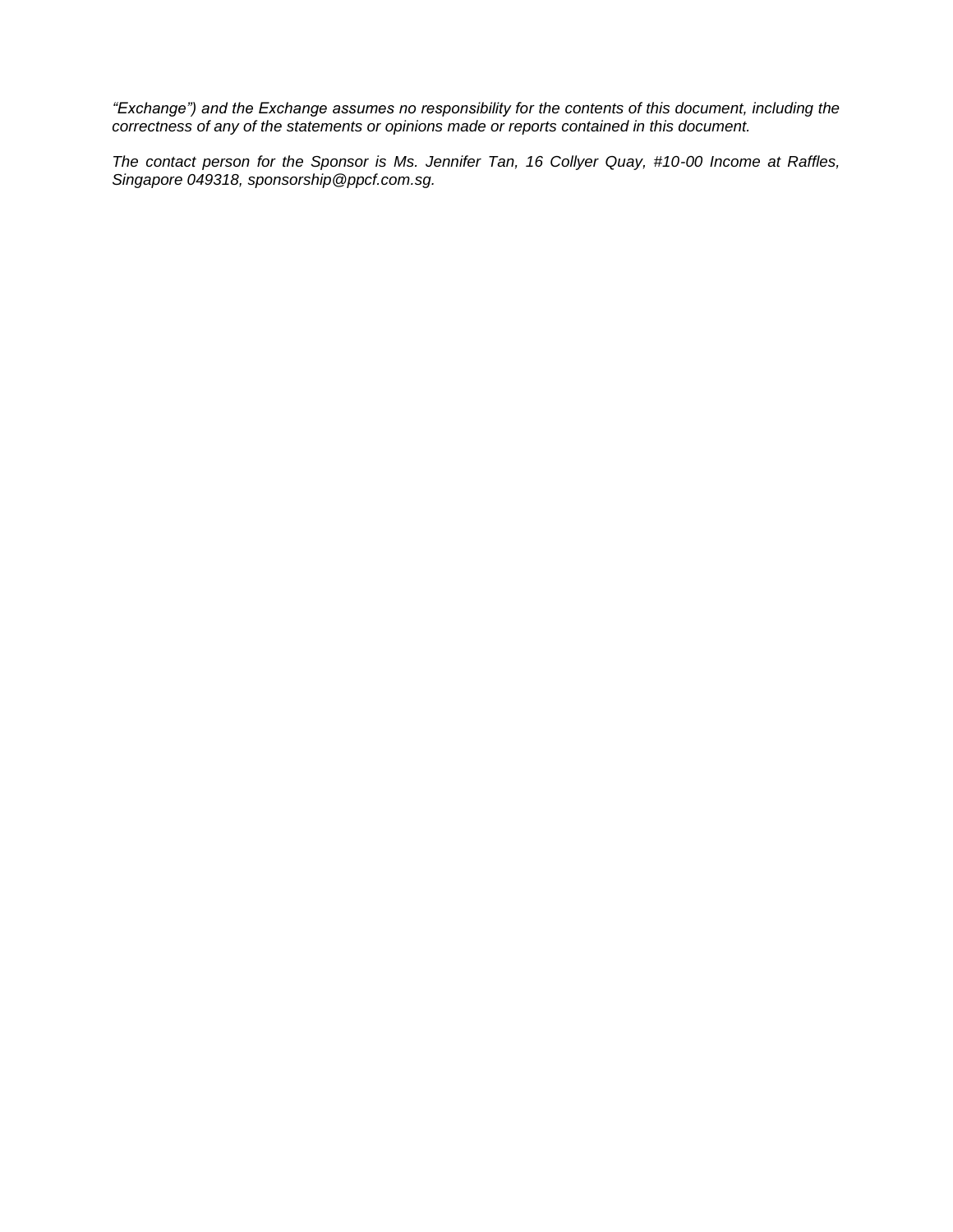*"Exchange") and the Exchange assumes no responsibility for the contents of this document, including the correctness of any of the statements or opinions made or reports contained in this document.*

*The contact person for the Sponsor is Ms. Jennifer Tan, 16 Collyer Quay, #10-00 Income at Raffles, Singapore 049318, sponsorship@ppcf.com.sg.*